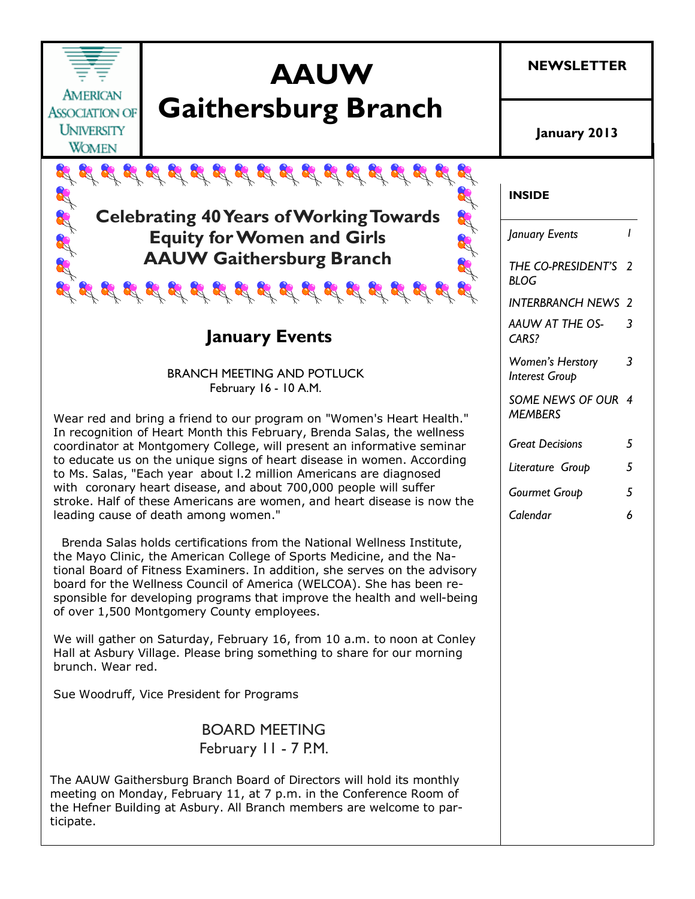# AAUW Gaithersburg Branch

American Association of University Women

**NEWSLETTER**

**January 2013**

## Celebrating 40 Years of Working Towards Equity for Women and Girls AAUW Gaithersburg Branch

## January Events

BRANCH MEETING AND POTLUCK
February 16 - 10 A.M.

Wear red and bring a friend to our program on "Women's Heart Health." In recognition of Heart Month this February, Brenda Salas, the wellness coordinator at Montgomery College, will present an informative seminar to educate us on the unique signs of heart disease in women. According to Ms. Salas, "Each year about l.2 million Americans are diagnosed with coronary heart disease, and about 700,000 people will suffer stroke. Half of these Americans are women, and heart disease is now the leading cause of death among women."

Brenda Salas holds certifications from the National Wellness Institute, the Mayo Clinic, the American College of Sports Medicine, and the National Board of Fitness Examiners. In addition, she serves on the advisory board for the Wellness Council of America (WELCOA). She has been responsible for developing programs that improve the health and well-being of over 1,500 Montgomery County employees.

We will gather on Saturday, February 16, from 10 a.m. to noon at Conley Hall at Asbury Village. Please bring something to share for our morning brunch. Wear red.

Sue Woodruff, Vice President for Programs

BOARD MEETING
February 11 - 7 P.M.

The AAUW Gaithersburg Branch Board of Directors will hold its monthly meeting on Monday, February 11, at 7 p.m. in the Conference Room of the Hefner Building at Asbury. All Branch members are welcome to participate.

**INSIDE**

| | |
|---|---|
| *January Events* | 1 |
| *THE CO-PRESIDENT'S BLOG* | 2 |
| *INTERBRANCH NEWS* | 2 |
| *AAUW AT THE OSCARS?* | 3 |
| *Women's Herstory Interest Group* | 3 |
| *SOME NEWS OF OUR MEMBERS* | 4 |
| *Great Decisions* | 5 |
| *Literature Group* | 5 |
| *Gourmet Group* | 5 |
| *Calendar* | 6 |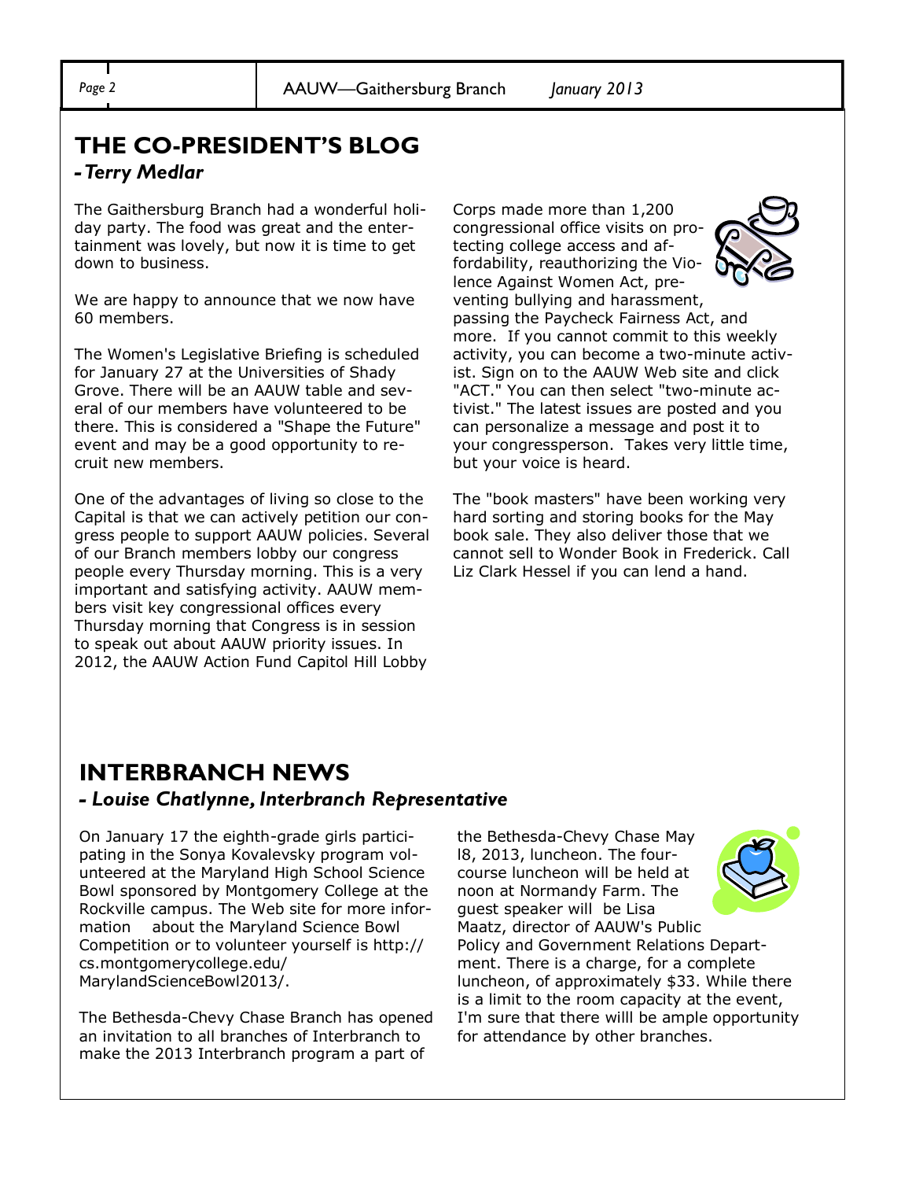## THE CO-PRESIDENT'S BLOG

***- Terry Medlar***

The Gaithersburg Branch had a wonderful holiday party. The food was great and the entertainment was lovely, but now it is time to get down to business.

We are happy to announce that we now have 60 members.

The Women's Legislative Briefing is scheduled for January 27 at the Universities of Shady Grove. There will be an AAUW table and several of our members have volunteered to be there. This is considered a "Shape the Future" event and may be a good opportunity to recruit new members.

One of the advantages of living so close to the Capital is that we can actively petition our congress people to support AAUW policies. Several of our Branch members lobby our congress people every Thursday morning. This is a very important and satisfying activity. AAUW members visit key congressional offices every Thursday morning that Congress is in session to speak out about AAUW priority issues. In 2012, the AAUW Action Fund Capitol Hill Lobby Corps made more than 1,200 congressional office visits on protecting college access and affordability, reauthorizing the Violence Against Women Act, preventing bullying and harassment, passing the Paycheck Fairness Act, and more. If you cannot commit to this weekly activity, you can become a two-minute activist. Sign on to the AAUW Web site and click "ACT." You can then select "two-minute activist." The latest issues are posted and you can personalize a message and post it to your congressperson. Takes very little time, but your voice is heard.

The "book masters" have been working very hard sorting and storing books for the May book sale. They also deliver those that we cannot sell to Wonder Book in Frederick. Call Liz Clark Hessel if you can lend a hand.

## INTERBRANCH NEWS

***- Louise Chatlynne, Interbranch Representative***

On January 17 the eighth-grade girls participating in the Sonya Kovalevsky program volunteered at the Maryland High School Science Bowl sponsored by Montgomery College at the Rockville campus. The Web site for more information about the Maryland Science Bowl Competition or to volunteer yourself is http://cs.montgomerycollege.edu/MarylandScienceBowl2013/.

The Bethesda-Chevy Chase Branch has opened an invitation to all branches of Interbranch to make the 2013 Interbranch program a part of the Bethesda-Chevy Chase May l8, 2013, luncheon. The four-course luncheon will be held at noon at Normandy Farm. The guest speaker will be Lisa Maatz, director of AAUW's Public Policy and Government Relations Department. There is a charge, for a complete luncheon, of approximately $33. While there is a limit to the room capacity at the event, I'm sure that there willl be ample opportunity for attendance by other branches.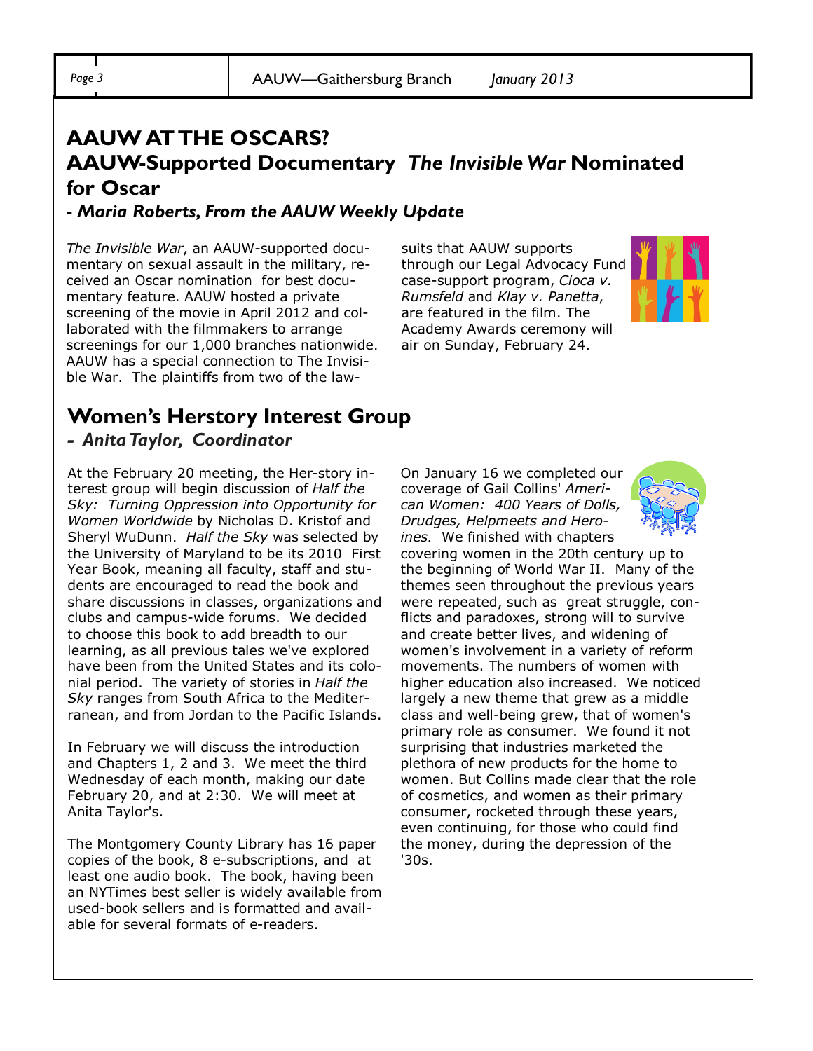## AAUW AT THE OSCARS?

## AAUW-Supported Documentary *The Invisible War* Nominated for Oscar

***- Maria Roberts, From the AAUW Weekly Update***

*The Invisible War*, an AAUW-supported documentary on sexual assault in the military, received an Oscar nomination for best documentary feature. AAUW hosted a private screening of the movie in April 2012 and collaborated with the filmmakers to arrange screenings for our 1,000 branches nationwide. AAUW has a special connection to The Invisible War. The plaintiffs from two of the lawsuits that AAUW supports through our Legal Advocacy Fund case-support program, *Cioca v. Rumsfeld* and *Klay v. Panetta*, are featured in the film. The Academy Awards ceremony will air on Sunday, February 24.

## Women's Herstory Interest Group

***- Anita Taylor, Coordinator***

At the February 20 meeting, the Her-story interest group will begin discussion of *Half the Sky: Turning Oppression into Opportunity for Women Worldwide* by Nicholas D. Kristof and Sheryl WuDunn. *Half the Sky* was selected by the University of Maryland to be its 2010 First Year Book, meaning all faculty, staff and students are encouraged to read the book and share discussions in classes, organizations and clubs and campus-wide forums. We decided to choose this book to add breadth to our learning, as all previous tales we've explored have been from the United States and its colonial period. The variety of stories in *Half the Sky* ranges from South Africa to the Mediterranean, and from Jordan to the Pacific Islands.

In February we will discuss the introduction and Chapters 1, 2 and 3. We meet the third Wednesday of each month, making our date February 20, and at 2:30. We will meet at Anita Taylor's.

The Montgomery County Library has 16 paper copies of the book, 8 e-subscriptions, and at least one audio book. The book, having been an NYTimes best seller is widely available from used-book sellers and is formatted and available for several formats of e-readers.

On January 16 we completed our coverage of Gail Collins' *American Women: 400 Years of Dolls, Drudges, Helpmeets and Heroines.* We finished with chapters covering women in the 20th century up to the beginning of World War II. Many of the themes seen throughout the previous years were repeated, such as great struggle, conflicts and paradoxes, strong will to survive and create better lives, and widening of women's involvement in a variety of reform movements. The numbers of women with higher education also increased. We noticed largely a new theme that grew as a middle class and well-being grew, that of women's primary role as consumer. We found it not surprising that industries marketed the plethora of new products for the home to women. But Collins made clear that the role of cosmetics, and women as their primary consumer, rocketed through these years, even continuing, for those who could find the money, during the depression of the '30s.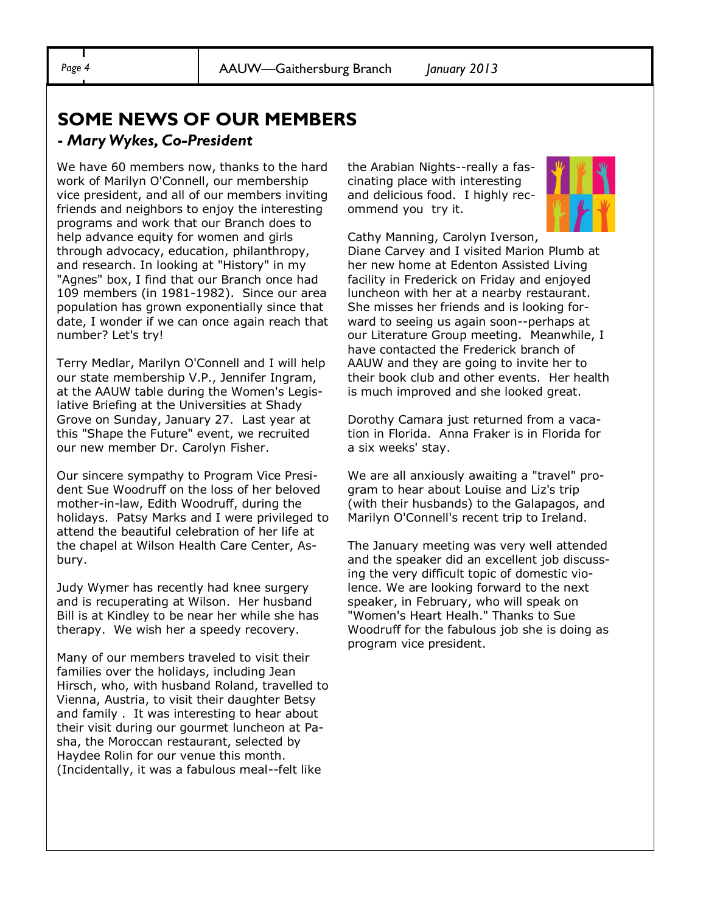## SOME NEWS OF OUR MEMBERS

*- Mary Wykes, Co-President*

We have 60 members now, thanks to the hard work of Marilyn O'Connell, our membership vice president, and all of our members inviting friends and neighbors to enjoy the interesting programs and work that our Branch does to help advance equity for women and girls through advocacy, education, philanthropy, and research. In looking at "History" in my "Agnes" box, I find that our Branch once had 109 members (in 1981-1982). Since our area population has grown exponentially since that date, I wonder if we can once again reach that number? Let's try!

Terry Medlar, Marilyn O'Connell and I will help our state membership V.P., Jennifer Ingram, at the AAUW table during the Women's Legislative Briefing at the Universities at Shady Grove on Sunday, January 27. Last year at this "Shape the Future" event, we recruited our new member Dr. Carolyn Fisher.

Our sincere sympathy to Program Vice President Sue Woodruff on the loss of her beloved mother-in-law, Edith Woodruff, during the holidays. Patsy Marks and I were privileged to attend the beautiful celebration of her life at the chapel at Wilson Health Care Center, Asbury.

Judy Wymer has recently had knee surgery and is recuperating at Wilson. Her husband Bill is at Kindley to be near her while she has therapy. We wish her a speedy recovery.

Many of our members traveled to visit their families over the holidays, including Jean Hirsch, who, with husband Roland, travelled to Vienna, Austria, to visit their daughter Betsy and family . It was interesting to hear about their visit during our gourmet luncheon at Pasha, the Moroccan restaurant, selected by Haydee Rolin for our venue this month. (Incidentally, it was a fabulous meal--felt like the Arabian Nights--really a fascinating place with interesting and delicious food. I highly recommend you try it.

Cathy Manning, Carolyn Iverson, Diane Carvey and I visited Marion Plumb at her new home at Edenton Assisted Living facility in Frederick on Friday and enjoyed luncheon with her at a nearby restaurant. She misses her friends and is looking forward to seeing us again soon--perhaps at our Literature Group meeting. Meanwhile, I have contacted the Frederick branch of AAUW and they are going to invite her to their book club and other events. Her health is much improved and she looked great.

Dorothy Camara just returned from a vacation in Florida. Anna Fraker is in Florida for a six weeks' stay.

We are all anxiously awaiting a "travel" program to hear about Louise and Liz's trip (with their husbands) to the Galapagos, and Marilyn O'Connell's recent trip to Ireland.

The January meeting was very well attended and the speaker did an excellent job discussing the very difficult topic of domestic violence. We are looking forward to the next speaker, in February, who will speak on "Women's Heart Healh." Thanks to Sue Woodruff for the fabulous job she is doing as program vice president.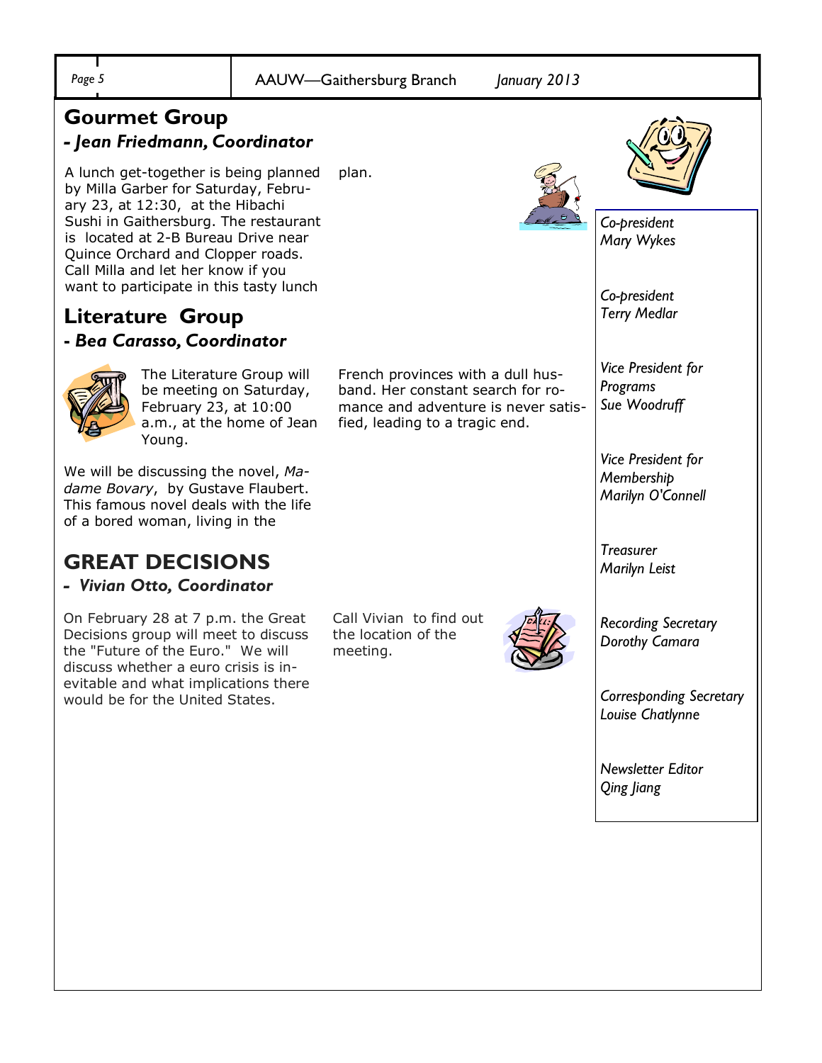## Gourmet Group

### - *Jean Friedmann, Coordinator*

A lunch get-together is being planned by Milla Garber for Saturday, February 23, at 12:30, at the Hibachi Sushi in Gaithersburg. The restaurant is located at 2-B Bureau Drive near Quince Orchard and Clopper roads. Call Milla and let her know if you want to participate in this tasty lunch plan.

## Literature Group

### - *Bea Carasso, Coordinator*

The Literature Group will be meeting on Saturday, February 23, at 10:00 a.m., at the home of Jean Young.

We will be discussing the novel, *Madame Bovary*, by Gustave Flaubert. This famous novel deals with the life of a bored woman, living in the French provinces with a dull husband. Her constant search for romance and adventure is never satisfied, leading to a tragic end.

## GREAT DECISIONS

### - *Vivian Otto, Coordinator*

On February 28 at 7 p.m. the Great Decisions group will meet to discuss the "Future of the Euro." We will discuss whether a euro crisis is inevitable and what implications there would be for the United States.

Call Vivian to find out the location of the meeting.

*Co-president*
*Mary Wykes*

*Co-president*
*Terry Medlar*

*Vice President for Programs*
*Sue Woodruff*

*Vice President for Membership*
*Marilyn O'Connell*

*Treasurer*
*Marilyn Leist*

*Recording Secretary*
*Dorothy Camara*

*Corresponding Secretary*
*Louise Chatlynne*

*Newsletter Editor*
*Qing Jiang*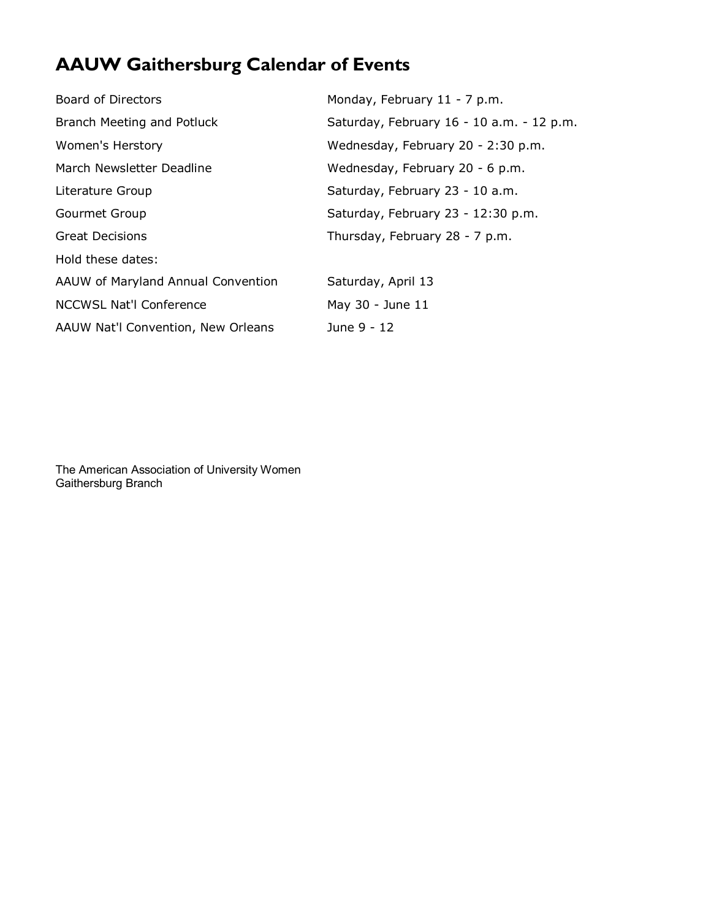# AAUW Gaithersburg Calendar of Events

| | |
|---|---|
| Board of Directors | Monday, February 11 - 7 p.m. |
| Branch Meeting and Potluck | Saturday, February 16 - 10 a.m. - 12 p.m. |
| Women's Herstory | Wednesday, February 20 - 2:30 p.m. |
| March Newsletter Deadline | Wednesday, February 20 - 6 p.m. |
| Literature Group | Saturday, February 23 - 10 a.m. |
| Gourmet Group | Saturday, February 23 - 12:30 p.m. |
| Great Decisions | Thursday, February 28 - 7 p.m. |
| Hold these dates: | |
| AAUW of Maryland Annual Convention | Saturday, April 13 |
| NCCWSL Nat'l Conference | May 30 - June 11 |
| AAUW Nat'l Convention, New Orleans | June 9 - 12 |

The American Association of University Women
Gaithersburg Branch